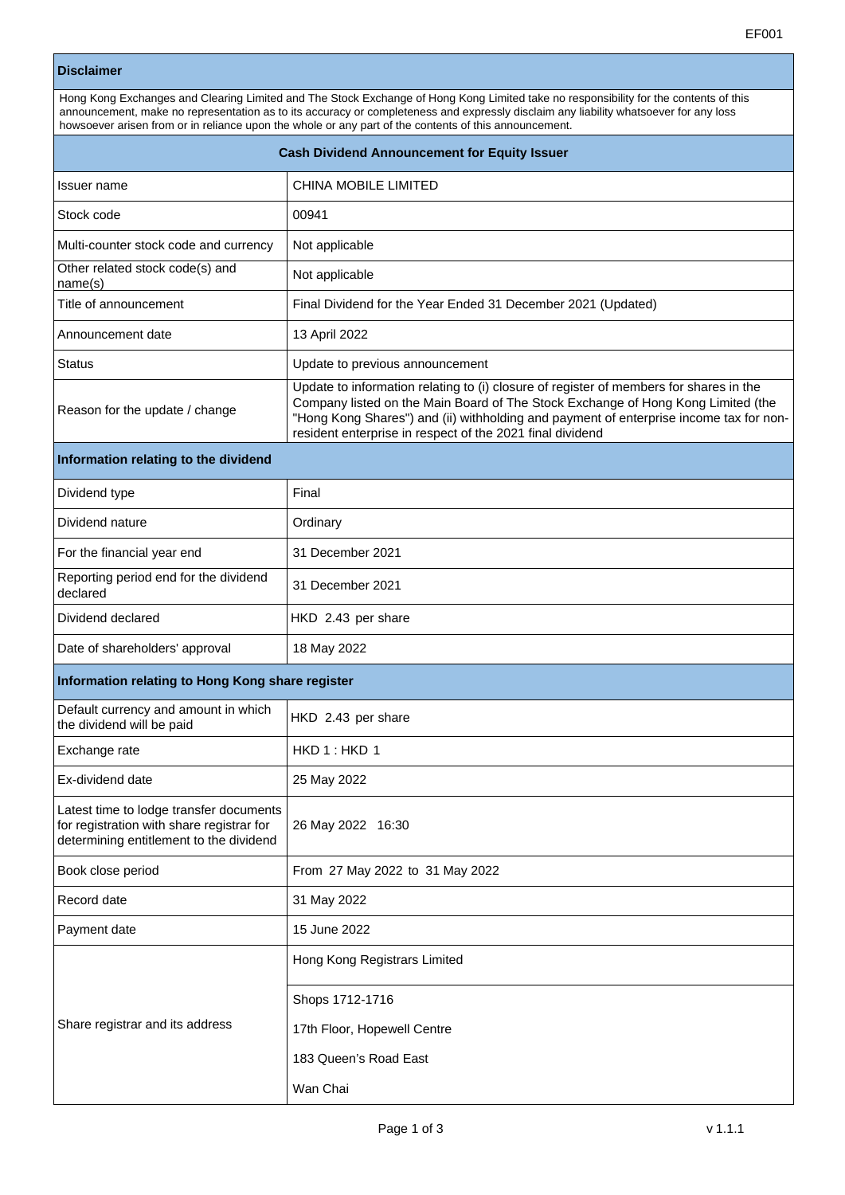## Disclaimer

Hong Kong Exchanges and Clearing Limited and The Stock Exchange of Hong Kong Limited take no responsibility for the contents of this announcement, make no representation as to its accuracy or completeness and expressly disclaim any liability whatsoever for any loss howsoever arisen from or in reliance upon the whole or any part of the contents of this announcement.

## Cash Dividend Announcement for Equity Issuer

| | |
|---|---|
| Issuer name | CHINA MOBILE LIMITED |
| Stock code | 00941 |
| Multi-counter stock code and currency | Not applicable |
| Other related stock code(s) and name(s) | Not applicable |
| Title of announcement | Final Dividend for the Year Ended 31 December 2021 (Updated) |
| Announcement date | 13 April 2022 |
| Status | Update to previous announcement |
| Reason for the update / change | Update to information relating to (i) closure of register of members for shares in the Company listed on the Main Board of The Stock Exchange of Hong Kong Limited (the "Hong Kong Shares") and (ii) withholding and payment of enterprise income tax for non-resident enterprise in respect of the 2021 final dividend |

### Information relating to the dividend

| | |
|---|---|
| Dividend type | Final |
| Dividend nature | Ordinary |
| For the financial year end | 31 December 2021 |
| Reporting period end for the dividend declared | 31 December 2021 |
| Dividend declared | HKD 2.43 per share |
| Date of shareholders' approval | 18 May 2022 |

### Information relating to Hong Kong share register

| | |
|---|---|
| Default currency and amount in which the dividend will be paid | HKD 2.43 per share |
| Exchange rate | HKD 1 : HKD 1 |
| Ex-dividend date | 25 May 2022 |
| Latest time to lodge transfer documents for registration with share registrar for determining entitlement to the dividend | 26 May 2022 16:30 |
| Book close period | From 27 May 2022 to 31 May 2022 |
| Record date | 31 May 2022 |
| Payment date | 15 June 2022 |
| Share registrar and its address | Hong Kong Registrars Limited<br>Shops 1712-1716<br>17th Floor, Hopewell Centre<br>183 Queen's Road East<br>Wan Chai |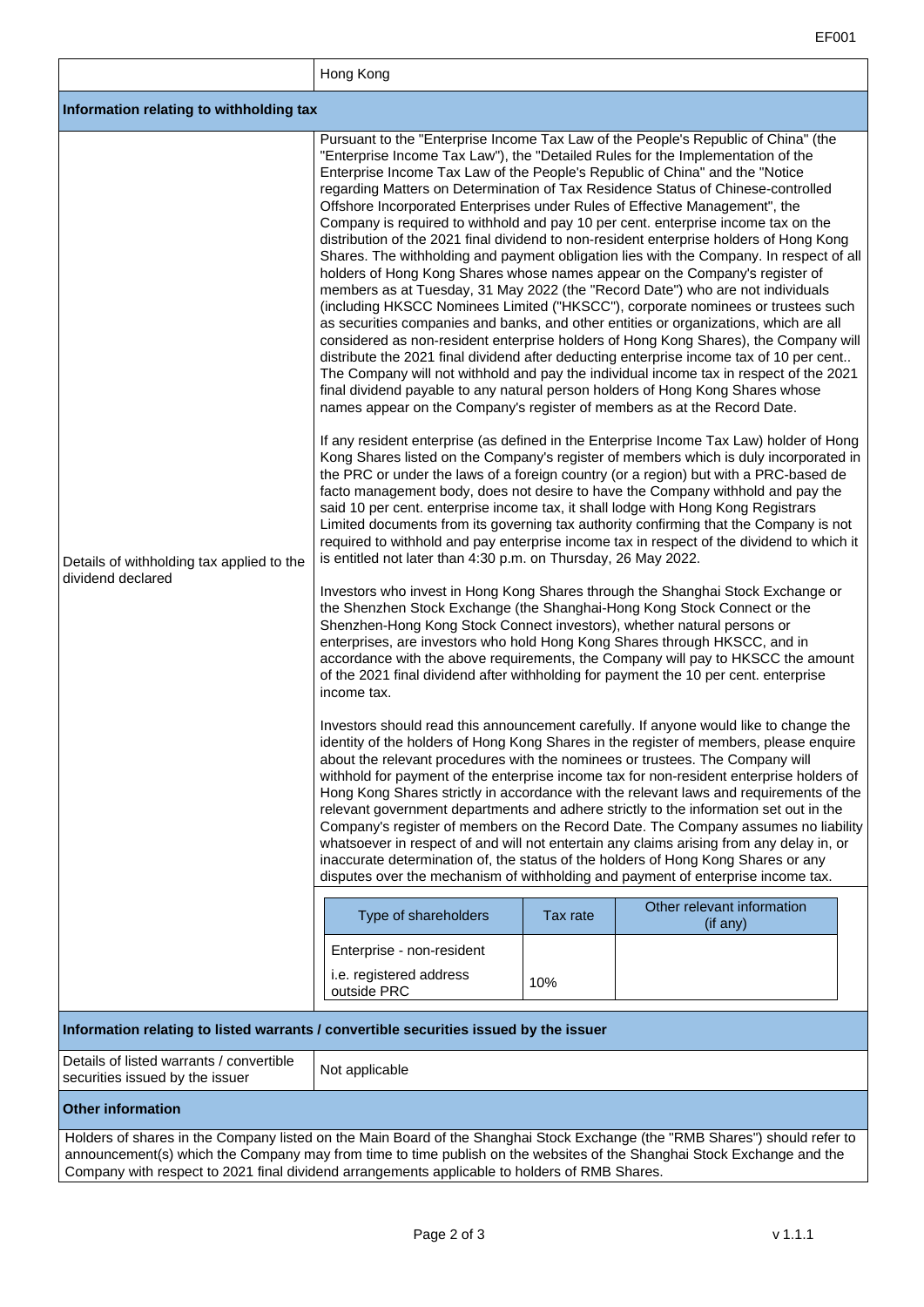| | Hong Kong |
|---|---|

## Information relating to withholding tax

**Details of withholding tax applied to the dividend declared**

Pursuant to the "Enterprise Income Tax Law of the People's Republic of China" (the "Enterprise Income Tax Law"), the "Detailed Rules for the Implementation of the Enterprise Income Tax Law of the People's Republic of China" and the "Notice regarding Matters on Determination of Tax Residence Status of Chinese-controlled Offshore Incorporated Enterprises under Rules of Effective Management", the Company is required to withhold and pay 10 per cent. enterprise income tax on the distribution of the 2021 final dividend to non-resident enterprise holders of Hong Kong Shares. The withholding and payment obligation lies with the Company. In respect of all holders of Hong Kong Shares whose names appear on the Company's register of members as at Tuesday, 31 May 2022 (the "Record Date") who are not individuals (including HKSCC Nominees Limited ("HKSCC"), corporate nominees or trustees such as securities companies and banks, and other entities or organizations, which are all considered as non-resident enterprise holders of Hong Kong Shares), the Company will distribute the 2021 final dividend after deducting enterprise income tax of 10 per cent.. The Company will not withhold and pay the individual income tax in respect of the 2021 final dividend payable to any natural person holders of Hong Kong Shares whose names appear on the Company's register of members as at the Record Date.

If any resident enterprise (as defined in the Enterprise Income Tax Law) holder of Hong Kong Shares listed on the Company's register of members which is duly incorporated in the PRC or under the laws of a foreign country (or a region) but with a PRC-based de facto management body, does not desire to have the Company withhold and pay the said 10 per cent. enterprise income tax, it shall lodge with Hong Kong Registrars Limited documents from its governing tax authority confirming that the Company is not required to withhold and pay enterprise income tax in respect of the dividend to which it is entitled not later than 4:30 p.m. on Thursday, 26 May 2022.

Investors who invest in Hong Kong Shares through the Shanghai Stock Exchange or the Shenzhen Stock Exchange (the Shanghai-Hong Kong Stock Connect or the Shenzhen-Hong Kong Stock Connect investors), whether natural persons or enterprises, are investors who hold Hong Kong Shares through HKSCC, and in accordance with the above requirements, the Company will pay to HKSCC the amount of the 2021 final dividend after withholding for payment the 10 per cent. enterprise income tax.

Investors should read this announcement carefully. If anyone would like to change the identity of the holders of Hong Kong Shares in the register of members, please enquire about the relevant procedures with the nominees or trustees. The Company will withhold for payment of the enterprise income tax for non-resident enterprise holders of Hong Kong Shares strictly in accordance with the relevant laws and requirements of the relevant government departments and adhere strictly to the information set out in the Company's register of members on the Record Date. The Company assumes no liability whatsoever in respect of and will not entertain any claims arising from any delay in, or inaccurate determination of, the status of the holders of Hong Kong Shares or any disputes over the mechanism of withholding and payment of enterprise income tax.

| Type of shareholders | Tax rate | Other relevant information (if any) |
|---|---|---|
| Enterprise - non-resident<br>i.e. registered address outside PRC | 10% | |

## Information relating to listed warrants / convertible securities issued by the issuer

| Details of listed warrants / convertible securities issued by the issuer | Not applicable |
|---|---|

## Other information

Holders of shares in the Company listed on the Main Board of the Shanghai Stock Exchange (the "RMB Shares") should refer to announcement(s) which the Company may from time to time publish on the websites of the Shanghai Stock Exchange and the Company with respect to 2021 final dividend arrangements applicable to holders of RMB Shares.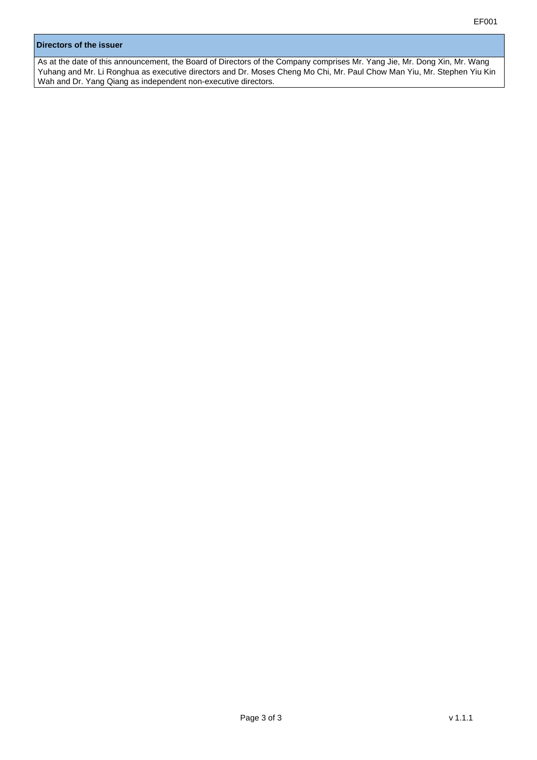## Directors of the issuer

As at the date of this announcement, the Board of Directors of the Company comprises Mr. Yang Jie, Mr. Dong Xin, Mr. Wang Yuhang and Mr. Li Ronghua as executive directors and Dr. Moses Cheng Mo Chi, Mr. Paul Chow Man Yiu, Mr. Stephen Yiu Kin Wah and Dr. Yang Qiang as independent non-executive directors.